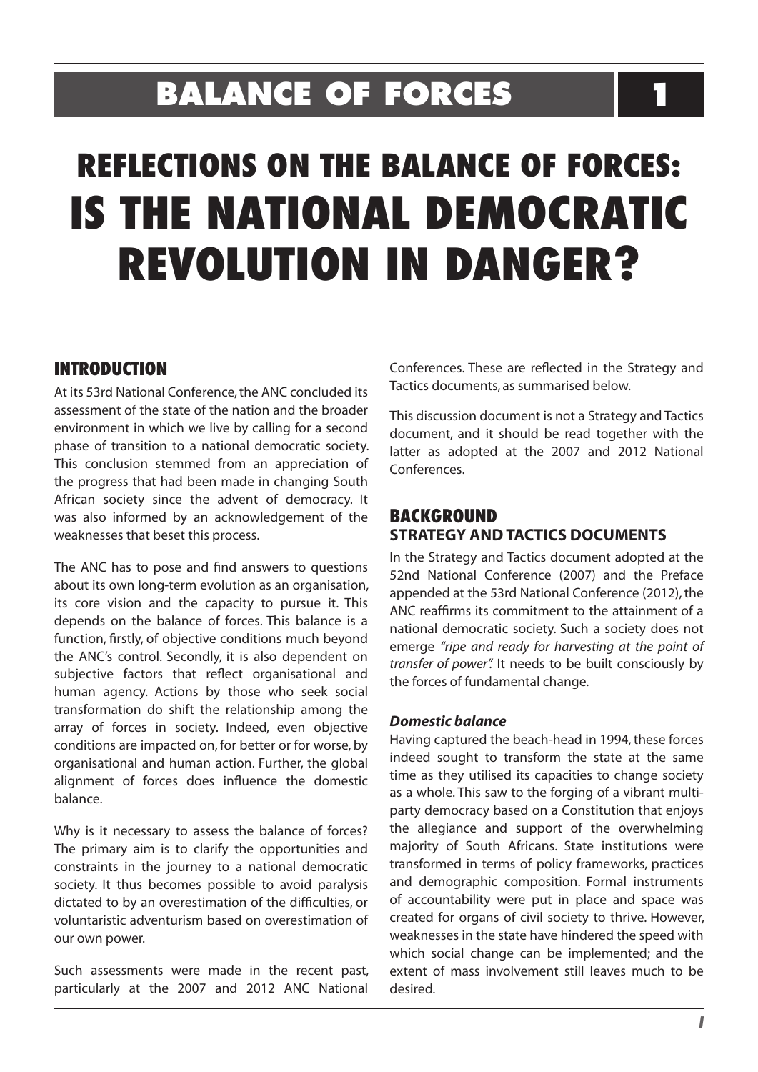# BALANCE OF FORCES 1

# REFLECTIONS ON THE BALANCE OF FORCES: IS THE NATIONAL DEMOCRATIC REVOLUTION IN DANGER?

## INTRODUCTION

At its 53rd National Conference, the ANC concluded its assessment of the state of the nation and the broader environment in which we live by calling for a second phase of transition to a national democratic society. This conclusion stemmed from an appreciation of the progress that had been made in changing South African society since the advent of democracy. It was also informed by an acknowledgement of the weaknesses that beset this process.

The ANC has to pose and find answers to questions about its own long-term evolution as an organisation, its core vision and the capacity to pursue it. This depends on the balance of forces. This balance is a function, firstly, of objective conditions much beyond the ANC's control. Secondly, it is also dependent on subjective factors that reflect organisational and human agency. Actions by those who seek social transformation do shift the relationship among the array of forces in society. Indeed, even objective conditions are impacted on, for better or for worse, by organisational and human action. Further, the global alignment of forces does influence the domestic balance.

Why is it necessary to assess the balance of forces? The primary aim is to clarify the opportunities and constraints in the journey to a national democratic society. It thus becomes possible to avoid paralysis dictated to by an overestimation of the difficulties, or voluntaristic adventurism based on overestimation of our own power.

Such assessments were made in the recent past, particularly at the 2007 and 2012 ANC National Conferences. These are reflected in the Strategy and Tactics documents, as summarised below.

This discussion document is not a Strategy and Tactics document, and it should be read together with the latter as adopted at the 2007 and 2012 National Conferences.

## BACKGROUND

### STRATEGY AND TACTICS DOCUMENTS

In the Strategy and Tactics document adopted at the 52nd National Conference (2007) and the Preface appended at the 53rd National Conference (2012), the ANC reaffirms its commitment to the attainment of a national democratic society. Such a society does not emerge *"ripe and ready for harvesting at the point of transfer of power".* It needs to be built consciously by the forces of fundamental change.

#### *Domestic balance*

Having captured the beach-head in 1994, these forces indeed sought to transform the state at the same time as they utilised its capacities to change society as a whole. This saw to the forging of a vibrant multi-party democracy based on a Constitution that enjoys the allegiance and support of the overwhelming majority of South Africans. State institutions were transformed in terms of policy frameworks, practices and demographic composition. Formal instruments of accountability were put in place and space was created for organs of civil society to thrive. However, weaknesses in the state have hindered the speed with which social change can be implemented; and the extent of mass involvement still leaves much to be desired.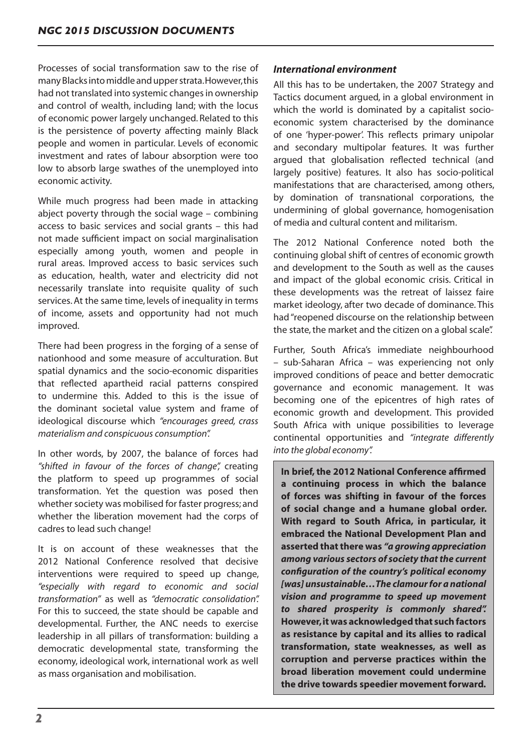Processes of social transformation saw to the rise of many Blacks into middle and upper strata. However, this had not translated into systemic changes in ownership and control of wealth, including land; with the locus of economic power largely unchanged. Related to this is the persistence of poverty affecting mainly Black people and women in particular. Levels of economic investment and rates of labour absorption were too low to absorb large swathes of the unemployed into economic activity.

While much progress had been made in attacking abject poverty through the social wage – combining access to basic services and social grants – this had not made sufficient impact on social marginalisation especially among youth, women and people in rural areas. Improved access to basic services such as education, health, water and electricity did not necessarily translate into requisite quality of such services. At the same time, levels of inequality in terms of income, assets and opportunity had not much improved.

There had been progress in the forging of a sense of nationhood and some measure of acculturation. But spatial dynamics and the socio-economic disparities that reflected apartheid racial patterns conspired to undermine this. Added to this is the issue of the dominant societal value system and frame of ideological discourse which *"encourages greed, crass materialism and conspicuous consumption".*

In other words, by 2007, the balance of forces had *"shifted in favour of the forces of change",* creating the platform to speed up programmes of social transformation. Yet the question was posed then whether society was mobilised for faster progress; and whether the liberation movement had the corps of cadres to lead such change!

It is on account of these weaknesses that the 2012 National Conference resolved that decisive interventions were required to speed up change, *"especially with regard to economic and social transformation"* as well as *"democratic consolidation".* For this to succeed, the state should be capable and developmental. Further, the ANC needs to exercise leadership in all pillars of transformation: building a democratic developmental state, transforming the economy, ideological work, international work as well as mass organisation and mobilisation.

### *International environment*

All this has to be undertaken, the 2007 Strategy and Tactics document argued, in a global environment in which the world is dominated by a capitalist socio-economic system characterised by the dominance of one 'hyper-power'. This reflects primary unipolar and secondary multipolar features. It was further argued that globalisation reflected technical (and largely positive) features. It also has socio-political manifestations that are characterised, among others, by domination of transnational corporations, the undermining of global governance, homogenisation of media and cultural content and militarism.

The 2012 National Conference noted both the continuing global shift of centres of economic growth and development to the South as well as the causes and impact of the global economic crisis. Critical in these developments was the retreat of laissez faire market ideology, after two decade of dominance. This had "reopened discourse on the relationship between the state, the market and the citizen on a global scale".

Further, South Africa's immediate neighbourhood – sub-Saharan Africa – was experiencing not only improved conditions of peace and better democratic governance and economic management. It was becoming one of the epicentres of high rates of economic growth and development. This provided South Africa with unique possibilities to leverage continental opportunities and *"integrate differently into the global economy".*

**In brief, the 2012 National Conference affirmed a continuing process in which the balance of forces was shifting in favour of the forces of social change and a humane global order. With regard to South Africa, in particular, it embraced the National Development Plan and asserted that there was *"a growing appreciation among various sectors of society that the current configuration of the country's political economy [was] unsustainable… The clamour for a national vision and programme to speed up movement to shared prosperity is commonly shared".* However, it was acknowledged that such factors as resistance by capital and its allies to radical transformation, state weaknesses, as well as corruption and perverse practices within the broad liberation movement could undermine the drive towards speedier movement forward.**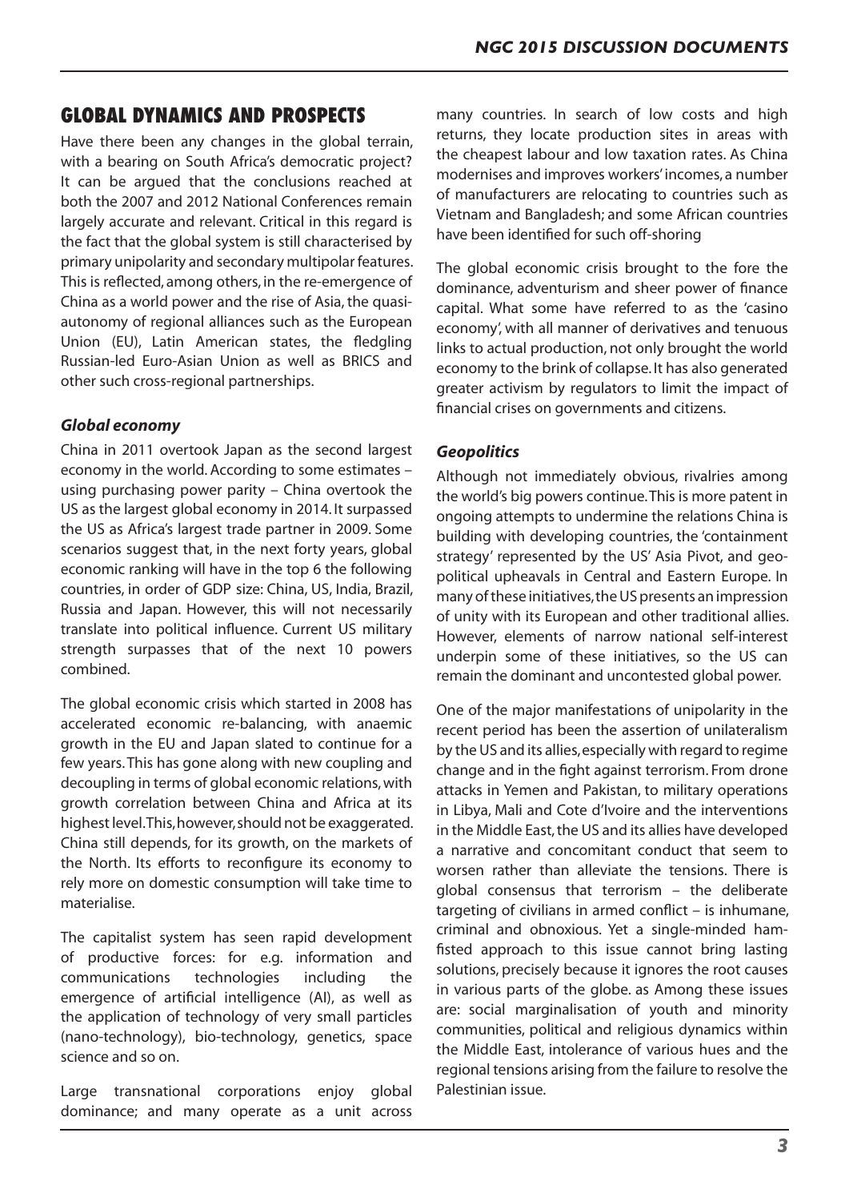## GLOBAL DYNAMICS AND PROSPECTS

Have there been any changes in the global terrain, with a bearing on South Africa's democratic project? It can be argued that the conclusions reached at both the 2007 and 2012 National Conferences remain largely accurate and relevant. Critical in this regard is the fact that the global system is still characterised by primary unipolarity and secondary multipolar features. This is reflected, among others, in the re-emergence of China as a world power and the rise of Asia, the quasi-autonomy of regional alliances such as the European Union (EU), Latin American states, the fledgling Russian-led Euro-Asian Union as well as BRICS and other such cross-regional partnerships.

### *Global economy*

China in 2011 overtook Japan as the second largest economy in the world. According to some estimates – using purchasing power parity – China overtook the US as the largest global economy in 2014. It surpassed the US as Africa's largest trade partner in 2009. Some scenarios suggest that, in the next forty years, global economic ranking will have in the top 6 the following countries, in order of GDP size: China, US, India, Brazil, Russia and Japan. However, this will not necessarily translate into political influence. Current US military strength surpasses that of the next 10 powers combined.

The global economic crisis which started in 2008 has accelerated economic re-balancing, with anaemic growth in the EU and Japan slated to continue for a few years. This has gone along with new coupling and decoupling in terms of global economic relations, with growth correlation between China and Africa at its highest level. This, however, should not be exaggerated. China still depends, for its growth, on the markets of the North. Its efforts to reconfigure its economy to rely more on domestic consumption will take time to materialise.

The capitalist system has seen rapid development of productive forces: for e.g. information and communications technologies including the emergence of artificial intelligence (AI), as well as the application of technology of very small particles (nano-technology), bio-technology, genetics, space science and so on.

Large transnational corporations enjoy global dominance; and many operate as a unit across many countries. In search of low costs and high returns, they locate production sites in areas with the cheapest labour and low taxation rates. As China modernises and improves workers' incomes, a number of manufacturers are relocating to countries such as Vietnam and Bangladesh; and some African countries have been identified for such off-shoring

The global economic crisis brought to the fore the dominance, adventurism and sheer power of finance capital. What some have referred to as the 'casino economy', with all manner of derivatives and tenuous links to actual production, not only brought the world economy to the brink of collapse. It has also generated greater activism by regulators to limit the impact of financial crises on governments and citizens.

### *Geopolitics*

Although not immediately obvious, rivalries among the world's big powers continue. This is more patent in ongoing attempts to undermine the relations China is building with developing countries, the 'containment strategy' represented by the US' Asia Pivot, and geo-political upheavals in Central and Eastern Europe. In many of these initiatives, the US presents an impression of unity with its European and other traditional allies. However, elements of narrow national self-interest underpin some of these initiatives, so the US can remain the dominant and uncontested global power.

One of the major manifestations of unipolarity in the recent period has been the assertion of unilateralism by the US and its allies, especially with regard to regime change and in the fight against terrorism. From drone attacks in Yemen and Pakistan, to military operations in Libya, Mali and Cote d'Ivoire and the interventions in the Middle East, the US and its allies have developed a narrative and concomitant conduct that seem to worsen rather than alleviate the tensions. There is global consensus that terrorism – the deliberate targeting of civilians in armed conflict – is inhumane, criminal and obnoxious. Yet a single-minded ham-fisted approach to this issue cannot bring lasting solutions, precisely because it ignores the root causes in various parts of the globe. as Among these issues are: social marginalisation of youth and minority communities, political and religious dynamics within the Middle East, intolerance of various hues and the regional tensions arising from the failure to resolve the Palestinian issue.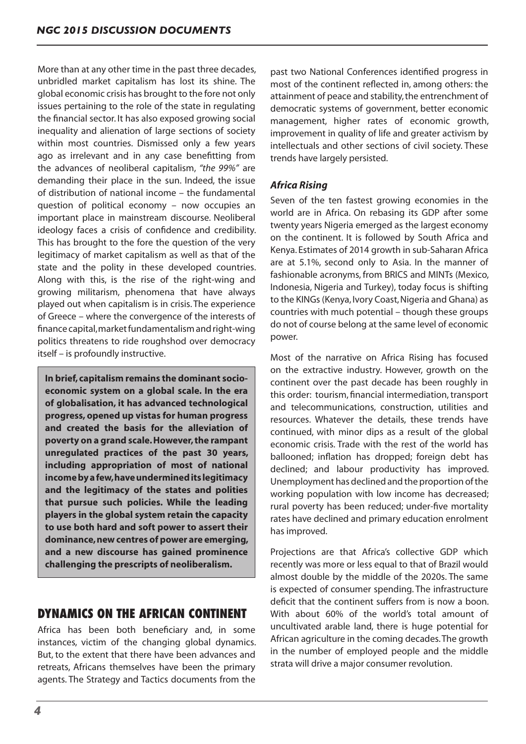More than at any other time in the past three decades, unbridled market capitalism has lost its shine. The global economic crisis has brought to the fore not only issues pertaining to the role of the state in regulating the financial sector. It has also exposed growing social inequality and alienation of large sections of society within most countries. Dismissed only a few years ago as irrelevant and in any case benefitting from the advances of neoliberal capitalism, *"the 99%"* are demanding their place in the sun. Indeed, the issue of distribution of national income – the fundamental question of political economy – now occupies an important place in mainstream discourse. Neoliberal ideology faces a crisis of confidence and credibility. This has brought to the fore the question of the very legitimacy of market capitalism as well as that of the state and the polity in these developed countries. Along with this, is the rise of the right-wing and growing militarism, phenomena that have always played out when capitalism is in crisis. The experience of Greece – where the convergence of the interests of finance capital, market fundamentalism and right-wing politics threatens to ride roughshod over democracy itself – is profoundly instructive.

**In brief, capitalism remains the dominant socio-economic system on a global scale. In the era of globalisation, it has advanced technological progress, opened up vistas for human progress and created the basis for the alleviation of poverty on a grand scale. However, the rampant unregulated practices of the past 30 years, including appropriation of most of national income by a few, have undermined its legitimacy and the legitimacy of the states and polities that pursue such policies. While the leading players in the global system retain the capacity to use both hard and soft power to assert their dominance, new centres of power are emerging, and a new discourse has gained prominence challenging the prescripts of neoliberalism.**

## DYNAMICS ON THE AFRICAN CONTINENT

Africa has been both beneficiary and, in some instances, victim of the changing global dynamics. But, to the extent that there have been advances and retreats, Africans themselves have been the primary agents. The Strategy and Tactics documents from the past two National Conferences identified progress in most of the continent reflected in, among others: the attainment of peace and stability, the entrenchment of democratic systems of government, better economic management, higher rates of economic growth, improvement in quality of life and greater activism by intellectuals and other sections of civil society. These trends have largely persisted.

### *Africa Rising*

Seven of the ten fastest growing economies in the world are in Africa. On rebasing its GDP after some twenty years Nigeria emerged as the largest economy on the continent. It is followed by South Africa and Kenya. Estimates of 2014 growth in sub-Saharan Africa are at 5.1%, second only to Asia. In the manner of fashionable acronyms, from BRICS and MINTs (Mexico, Indonesia, Nigeria and Turkey), today focus is shifting to the KINGs (Kenya, Ivory Coast, Nigeria and Ghana) as countries with much potential – though these groups do not of course belong at the same level of economic power.

Most of the narrative on Africa Rising has focused on the extractive industry. However, growth on the continent over the past decade has been roughly in this order: tourism, financial intermediation, transport and telecommunications, construction, utilities and resources. Whatever the details, these trends have continued, with minor dips as a result of the global economic crisis. Trade with the rest of the world has ballooned; inflation has dropped; foreign debt has declined; and labour productivity has improved. Unemployment has declined and the proportion of the working population with low income has decreased; rural poverty has been reduced; under-five mortality rates have declined and primary education enrolment has improved.

Projections are that Africa's collective GDP which recently was more or less equal to that of Brazil would almost double by the middle of the 2020s. The same is expected of consumer spending. The infrastructure deficit that the continent suffers from is now a boon. With about 60% of the world's total amount of uncultivated arable land, there is huge potential for African agriculture in the coming decades. The growth in the number of employed people and the middle strata will drive a major consumer revolution.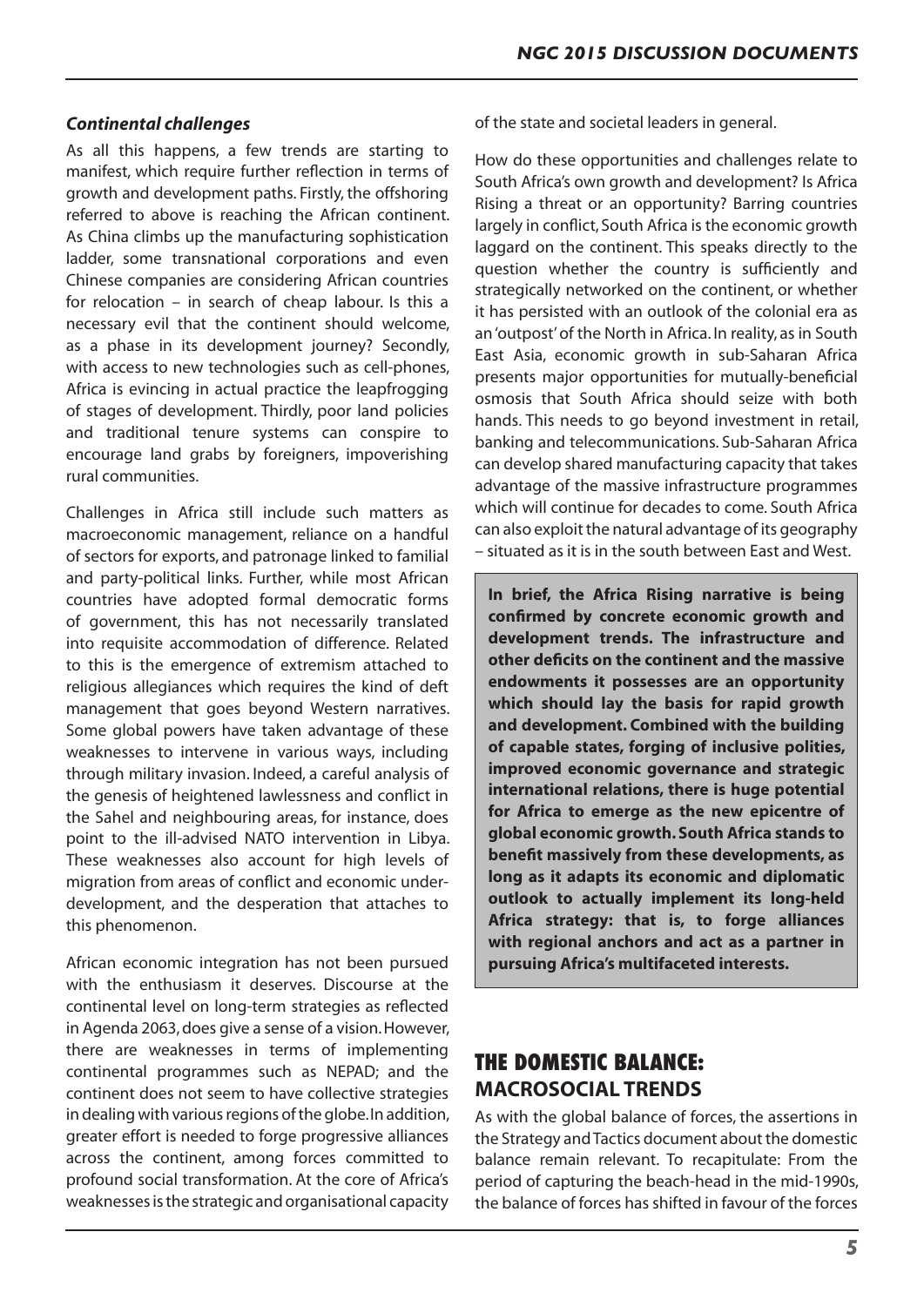### *Continental challenges*

As all this happens, a few trends are starting to manifest, which require further reflection in terms of growth and development paths. Firstly, the offshoring referred to above is reaching the African continent. As China climbs up the manufacturing sophistication ladder, some transnational corporations and even Chinese companies are considering African countries for relocation – in search of cheap labour. Is this a necessary evil that the continent should welcome, as a phase in its development journey? Secondly, with access to new technologies such as cell-phones, Africa is evincing in actual practice the leapfrogging of stages of development. Thirdly, poor land policies and traditional tenure systems can conspire to encourage land grabs by foreigners, impoverishing rural communities.

Challenges in Africa still include such matters as macroeconomic management, reliance on a handful of sectors for exports, and patronage linked to familial and party-political links. Further, while most African countries have adopted formal democratic forms of government, this has not necessarily translated into requisite accommodation of difference. Related to this is the emergence of extremism attached to religious allegiances which requires the kind of deft management that goes beyond Western narratives. Some global powers have taken advantage of these weaknesses to intervene in various ways, including through military invasion. Indeed, a careful analysis of the genesis of heightened lawlessness and conflict in the Sahel and neighbouring areas, for instance, does point to the ill-advised NATO intervention in Libya. These weaknesses also account for high levels of migration from areas of conflict and economic under-development, and the desperation that attaches to this phenomenon.

African economic integration has not been pursued with the enthusiasm it deserves. Discourse at the continental level on long-term strategies as reflected in Agenda 2063, does give a sense of a vision. However, there are weaknesses in terms of implementing continental programmes such as NEPAD; and the continent does not seem to have collective strategies in dealing with various regions of the globe. In addition, greater effort is needed to forge progressive alliances across the continent, among forces committed to profound social transformation. At the core of Africa's weaknesses is the strategic and organisational capacity of the state and societal leaders in general.

How do these opportunities and challenges relate to South Africa's own growth and development? Is Africa Rising a threat or an opportunity? Barring countries largely in conflict, South Africa is the economic growth laggard on the continent. This speaks directly to the question whether the country is sufficiently and strategically networked on the continent, or whether it has persisted with an outlook of the colonial era as an 'outpost' of the North in Africa. In reality, as in South East Asia, economic growth in sub-Saharan Africa presents major opportunities for mutually-beneficial osmosis that South Africa should seize with both hands. This needs to go beyond investment in retail, banking and telecommunications. Sub-Saharan Africa can develop shared manufacturing capacity that takes advantage of the massive infrastructure programmes which will continue for decades to come. South Africa can also exploit the natural advantage of its geography – situated as it is in the south between East and West.

**In brief, the Africa Rising narrative is being confirmed by concrete economic growth and development trends. The infrastructure and other deficits on the continent and the massive endowments it possesses are an opportunity which should lay the basis for rapid growth and development. Combined with the building of capable states, forging of inclusive polities, improved economic governance and strategic international relations, there is huge potential for Africa to emerge as the new epicentre of global economic growth. South Africa stands to benefit massively from these developments, as long as it adapts its economic and diplomatic outlook to actually implement its long-held Africa strategy: that is, to forge alliances with regional anchors and act as a partner in pursuing Africa's multifaceted interests.**

## THE DOMESTIC BALANCE: MACROSOCIAL TRENDS

As with the global balance of forces, the assertions in the Strategy and Tactics document about the domestic balance remain relevant. To recapitulate: From the period of capturing the beach-head in the mid-1990s, the balance of forces has shifted in favour of the forces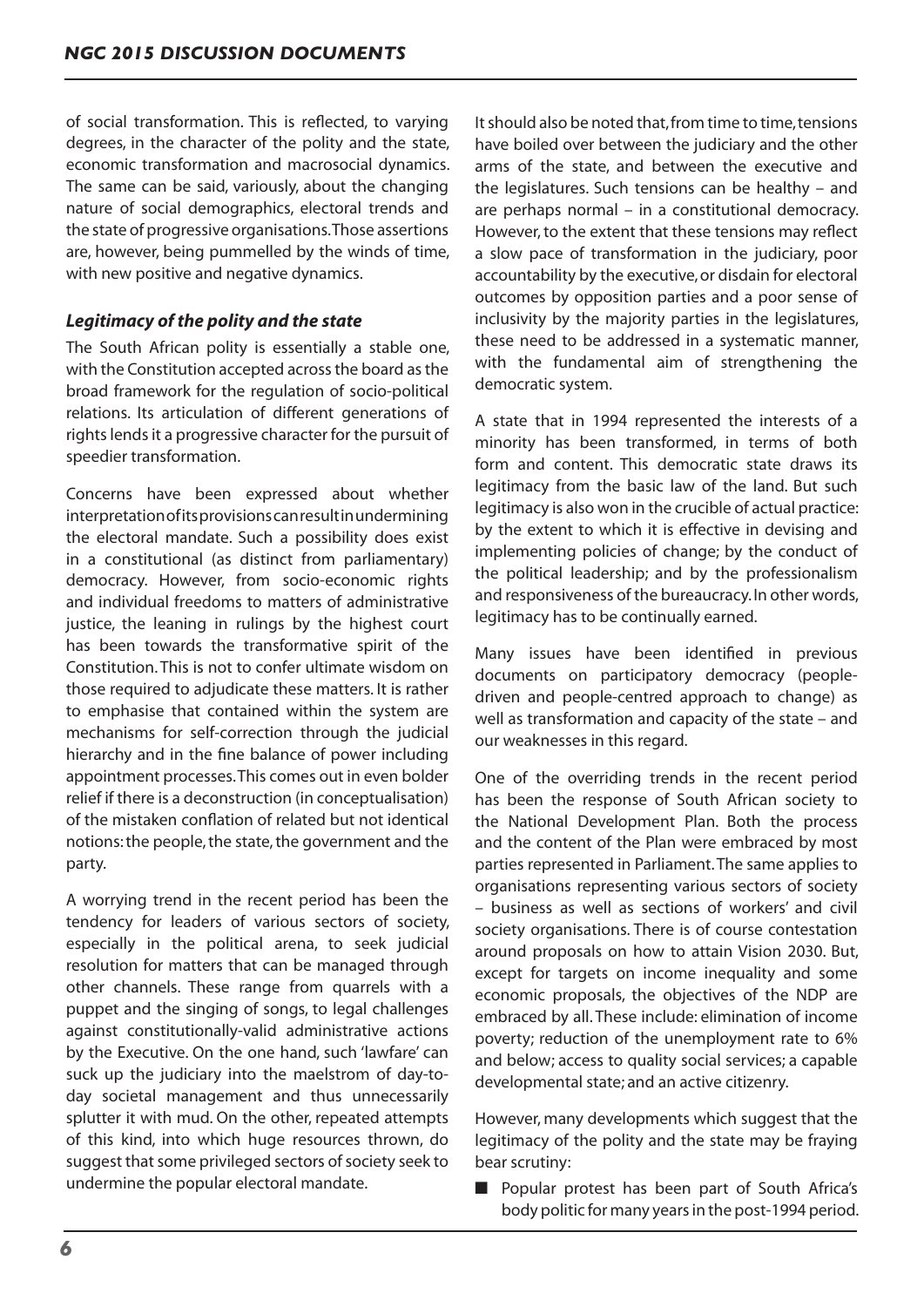of social transformation. This is reflected, to varying degrees, in the character of the polity and the state, economic transformation and macrosocial dynamics. The same can be said, variously, about the changing nature of social demographics, electoral trends and the state of progressive organisations. Those assertions are, however, being pummelled by the winds of time, with new positive and negative dynamics.

### *Legitimacy of the polity and the state*

The South African polity is essentially a stable one, with the Constitution accepted across the board as the broad framework for the regulation of socio-political relations. Its articulation of different generations of rights lends it a progressive character for the pursuit of speedier transformation.

Concerns have been expressed about whether interpretation of its provisions can result in undermining the electoral mandate. Such a possibility does exist in a constitutional (as distinct from parliamentary) democracy. However, from socio-economic rights and individual freedoms to matters of administrative justice, the leaning in rulings by the highest court has been towards the transformative spirit of the Constitution. This is not to confer ultimate wisdom on those required to adjudicate these matters. It is rather to emphasise that contained within the system are mechanisms for self-correction through the judicial hierarchy and in the fine balance of power including appointment processes. This comes out in even bolder relief if there is a deconstruction (in conceptualisation) of the mistaken conflation of related but not identical notions: the people, the state, the government and the party.

A worrying trend in the recent period has been the tendency for leaders of various sectors of society, especially in the political arena, to seek judicial resolution for matters that can be managed through other channels. These range from quarrels with a puppet and the singing of songs, to legal challenges against constitutionally-valid administrative actions by the Executive. On the one hand, such 'lawfare' can suck up the judiciary into the maelstrom of day-to-day societal management and thus unnecessarily splutter it with mud. On the other, repeated attempts of this kind, into which huge resources thrown, do suggest that some privileged sectors of society seek to undermine the popular electoral mandate.

It should also be noted that, from time to time, tensions have boiled over between the judiciary and the other arms of the state, and between the executive and the legislatures. Such tensions can be healthy – and are perhaps normal – in a constitutional democracy. However, to the extent that these tensions may reflect a slow pace of transformation in the judiciary, poor accountability by the executive, or disdain for electoral outcomes by opposition parties and a poor sense of inclusivity by the majority parties in the legislatures, these need to be addressed in a systematic manner, with the fundamental aim of strengthening the democratic system.

A state that in 1994 represented the interests of a minority has been transformed, in terms of both form and content. This democratic state draws its legitimacy from the basic law of the land. But such legitimacy is also won in the crucible of actual practice: by the extent to which it is effective in devising and implementing policies of change; by the conduct of the political leadership; and by the professionalism and responsiveness of the bureaucracy. In other words, legitimacy has to be continually earned.

Many issues have been identified in previous documents on participatory democracy (people-driven and people-centred approach to change) as well as transformation and capacity of the state – and our weaknesses in this regard.

One of the overriding trends in the recent period has been the response of South African society to the National Development Plan. Both the process and the content of the Plan were embraced by most parties represented in Parliament. The same applies to organisations representing various sectors of society – business as well as sections of workers' and civil society organisations. There is of course contestation around proposals on how to attain Vision 2030. But, except for targets on income inequality and some economic proposals, the objectives of the NDP are embraced by all. These include: elimination of income poverty; reduction of the unemployment rate to 6% and below; access to quality social services; a capable developmental state; and an active citizenry.

However, many developments which suggest that the legitimacy of the polity and the state may be fraying bear scrutiny:

- Popular protest has been part of South Africa's body politic for many years in the post-1994 period.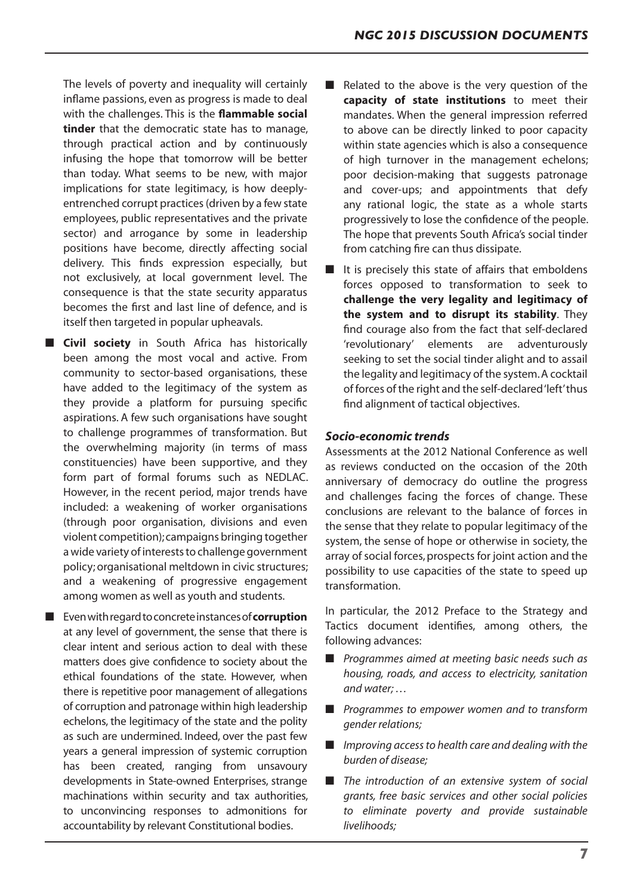The levels of poverty and inequality will certainly inflame passions, even as progress is made to deal with the challenges. This is the **flammable social tinder** that the democratic state has to manage, through practical action and by continuously infusing the hope that tomorrow will be better than today. What seems to be new, with major implications for state legitimacy, is how deeply-entrenched corrupt practices (driven by a few state employees, public representatives and the private sector) and arrogance by some in leadership positions have become, directly affecting social delivery. This finds expression especially, but not exclusively, at local government level. The consequence is that the state security apparatus becomes the first and last line of defence, and is itself then targeted in popular upheavals.

- **Civil society** in South Africa has historically been among the most vocal and active. From community to sector-based organisations, these have added to the legitimacy of the system as they provide a platform for pursuing specific aspirations. A few such organisations have sought to challenge programmes of transformation. But the overwhelming majority (in terms of mass constituencies) have been supportive, and they form part of formal forums such as NEDLAC. However, in the recent period, major trends have included: a weakening of worker organisations (through poor organisation, divisions and even violent competition); campaigns bringing together a wide variety of interests to challenge government policy; organisational meltdown in civic structures; and a weakening of progressive engagement among women as well as youth and students.
- Even with regard to concrete instances of **corruption** at any level of government, the sense that there is clear intent and serious action to deal with these matters does give confidence to society about the ethical foundations of the state. However, when there is repetitive poor management of allegations of corruption and patronage within high leadership echelons, the legitimacy of the state and the polity as such are undermined. Indeed, over the past few years a general impression of systemic corruption has been created, ranging from unsavoury developments in State-owned Enterprises, strange machinations within security and tax authorities, to unconvincing responses to admonitions for accountability by relevant Constitutional bodies.
- Related to the above is the very question of the **capacity of state institutions** to meet their mandates. When the general impression referred to above can be directly linked to poor capacity within state agencies which is also a consequence of high turnover in the management echelons; poor decision-making that suggests patronage and cover-ups; and appointments that defy any rational logic, the state as a whole starts progressively to lose the confidence of the people. The hope that prevents South Africa's social tinder from catching fire can thus dissipate.
- It is precisely this state of affairs that emboldens forces opposed to transformation to seek to **challenge the very legality and legitimacy of the system and to disrupt its stability**. They find courage also from the fact that self-declared 'revolutionary' elements are adventurously seeking to set the social tinder alight and to assail the legality and legitimacy of the system. A cocktail of forces of the right and the self-declared 'left' thus find alignment of tactical objectives.

### *Socio-economic trends*

Assessments at the 2012 National Conference as well as reviews conducted on the occasion of the 20th anniversary of democracy do outline the progress and challenges facing the forces of change. These conclusions are relevant to the balance of forces in the sense that they relate to popular legitimacy of the system, the sense of hope or otherwise in society, the array of social forces, prospects for joint action and the possibility to use capacities of the state to speed up transformation.

In particular, the 2012 Preface to the Strategy and Tactics document identifies, among others, the following advances:

- *Programmes aimed at meeting basic needs such as housing, roads, and access to electricity, sanitation and water; …*
- *Programmes to empower women and to transform gender relations;*
- *Improving access to health care and dealing with the burden of disease;*
- *The introduction of an extensive system of social grants, free basic services and other social policies to eliminate poverty and provide sustainable livelihoods;*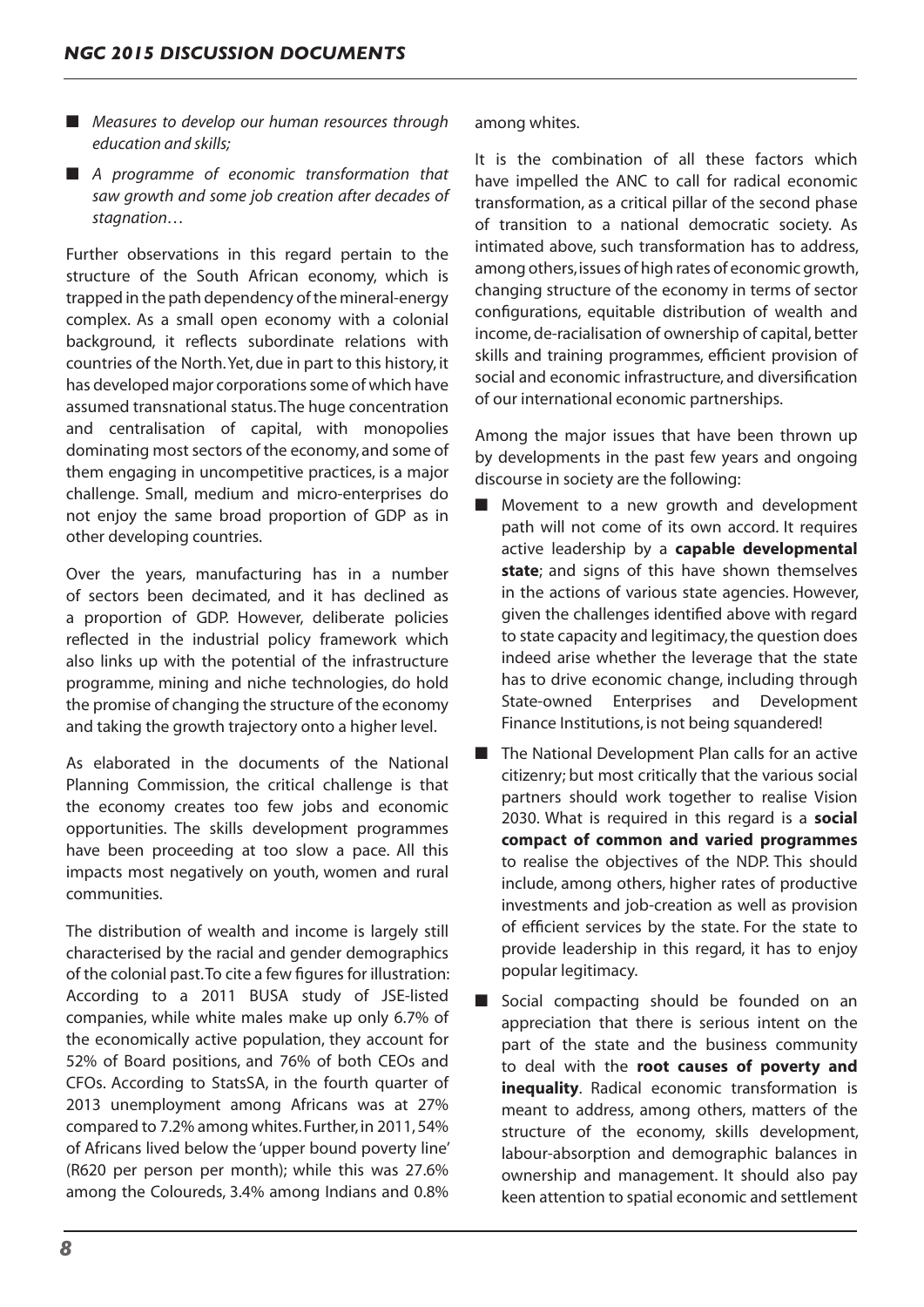- *Measures to develop our human resources through education and skills;*
- *A programme of economic transformation that saw growth and some job creation after decades of stagnation…*

Further observations in this regard pertain to the structure of the South African economy, which is trapped in the path dependency of the mineral-energy complex. As a small open economy with a colonial background, it reflects subordinate relations with countries of the North. Yet, due in part to this history, it has developed major corporations some of which have assumed transnational status. The huge concentration and centralisation of capital, with monopolies dominating most sectors of the economy, and some of them engaging in uncompetitive practices, is a major challenge. Small, medium and micro-enterprises do not enjoy the same broad proportion of GDP as in other developing countries.

Over the years, manufacturing has in a number of sectors been decimated, and it has declined as a proportion of GDP. However, deliberate policies reflected in the industrial policy framework which also links up with the potential of the infrastructure programme, mining and niche technologies, do hold the promise of changing the structure of the economy and taking the growth trajectory onto a higher level.

As elaborated in the documents of the National Planning Commission, the critical challenge is that the economy creates too few jobs and economic opportunities. The skills development programmes have been proceeding at too slow a pace. All this impacts most negatively on youth, women and rural communities.

The distribution of wealth and income is largely still characterised by the racial and gender demographics of the colonial past. To cite a few figures for illustration: According to a 2011 BUSA study of JSE-listed companies, while white males make up only 6.7% of the economically active population, they account for 52% of Board positions, and 76% of both CEOs and CFOs. According to StatsSA, in the fourth quarter of 2013 unemployment among Africans was at 27% compared to 7.2% among whites. Further, in 2011, 54% of Africans lived below the 'upper bound poverty line' (R620 per person per month); while this was 27.6% among the Coloureds, 3.4% among Indians and 0.8% among whites.

It is the combination of all these factors which have impelled the ANC to call for radical economic transformation, as a critical pillar of the second phase of transition to a national democratic society. As intimated above, such transformation has to address, among others, issues of high rates of economic growth, changing structure of the economy in terms of sector configurations, equitable distribution of wealth and income, de-racialisation of ownership of capital, better skills and training programmes, efficient provision of social and economic infrastructure, and diversification of our international economic partnerships.

Among the major issues that have been thrown up by developments in the past few years and ongoing discourse in society are the following:

- Movement to a new growth and development path will not come of its own accord. It requires active leadership by a **capable developmental state**; and signs of this have shown themselves in the actions of various state agencies. However, given the challenges identified above with regard to state capacity and legitimacy, the question does indeed arise whether the leverage that the state has to drive economic change, including through State-owned Enterprises and Development Finance Institutions, is not being squandered!
- The National Development Plan calls for an active citizenry; but most critically that the various social partners should work together to realise Vision 2030. What is required in this regard is a **social compact of common and varied programmes** to realise the objectives of the NDP. This should include, among others, higher rates of productive investments and job-creation as well as provision of efficient services by the state. For the state to provide leadership in this regard, it has to enjoy popular legitimacy.
- Social compacting should be founded on an appreciation that there is serious intent on the part of the state and the business community to deal with the **root causes of poverty and inequality**. Radical economic transformation is meant to address, among others, matters of the structure of the economy, skills development, labour-absorption and demographic balances in ownership and management. It should also pay keen attention to spatial economic and settlement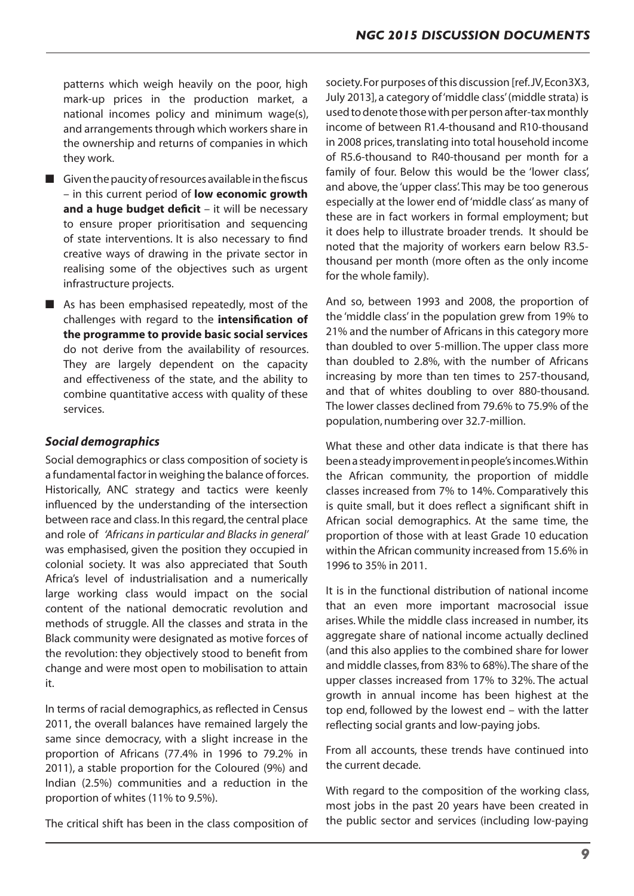patterns which weigh heavily on the poor, high mark-up prices in the production market, a national incomes policy and minimum wage(s), and arrangements through which workers share in the ownership and returns of companies in which they work.

- Given the paucity of resources available in the fiscus – in this current period of **low economic growth and a huge budget deficit** – it will be necessary to ensure proper prioritisation and sequencing of state interventions. It is also necessary to find creative ways of drawing in the private sector in realising some of the objectives such as urgent infrastructure projects.
- As has been emphasised repeatedly, most of the challenges with regard to the **intensification of the programme to provide basic social services** do not derive from the availability of resources. They are largely dependent on the capacity and effectiveness of the state, and the ability to combine quantitative access with quality of these services.

### *Social demographics*

Social demographics or class composition of society is a fundamental factor in weighing the balance of forces. Historically, ANC strategy and tactics were keenly influenced by the understanding of the intersection between race and class. In this regard, the central place and role of *'Africans in particular and Blacks in general'* was emphasised, given the position they occupied in colonial society. It was also appreciated that South Africa's level of industrialisation and a numerically large working class would impact on the social content of the national democratic revolution and methods of struggle. All the classes and strata in the Black community were designated as motive forces of the revolution: they objectively stood to benefit from change and were most open to mobilisation to attain it.

In terms of racial demographics, as reflected in Census 2011, the overall balances have remained largely the same since democracy, with a slight increase in the proportion of Africans (77.4% in 1996 to 79.2% in 2011), a stable proportion for the Coloured (9%) and Indian (2.5%) communities and a reduction in the proportion of whites (11% to 9.5%).

The critical shift has been in the class composition of society. For purposes of this discussion [ref. JV, Econ3X3, July 2013], a category of 'middle class' (middle strata) is used to denote those with per person after-tax monthly income of between R1.4-thousand and R10-thousand in 2008 prices, translating into total household income of R5.6-thousand to R40-thousand per month for a family of four. Below this would be the 'lower class', and above, the 'upper class'. This may be too generous especially at the lower end of 'middle class' as many of these are in fact workers in formal employment; but it does help to illustrate broader trends. It should be noted that the majority of workers earn below R3.5-thousand per month (more often as the only income for the whole family).

And so, between 1993 and 2008, the proportion of the 'middle class' in the population grew from 19% to 21% and the number of Africans in this category more than doubled to over 5-million. The upper class more than doubled to 2.8%, with the number of Africans increasing by more than ten times to 257-thousand, and that of whites doubling to over 880-thousand. The lower classes declined from 79.6% to 75.9% of the population, numbering over 32.7-million.

What these and other data indicate is that there has been a steady improvement in people's incomes. Within the African community, the proportion of middle classes increased from 7% to 14%. Comparatively this is quite small, but it does reflect a significant shift in African social demographics. At the same time, the proportion of those with at least Grade 10 education within the African community increased from 15.6% in 1996 to 35% in 2011.

It is in the functional distribution of national income that an even more important macrosocial issue arises. While the middle class increased in number, its aggregate share of national income actually declined (and this also applies to the combined share for lower and middle classes, from 83% to 68%). The share of the upper classes increased from 17% to 32%. The actual growth in annual income has been highest at the top end, followed by the lowest end – with the latter reflecting social grants and low-paying jobs.

From all accounts, these trends have continued into the current decade.

With regard to the composition of the working class, most jobs in the past 20 years have been created in the public sector and services (including low-paying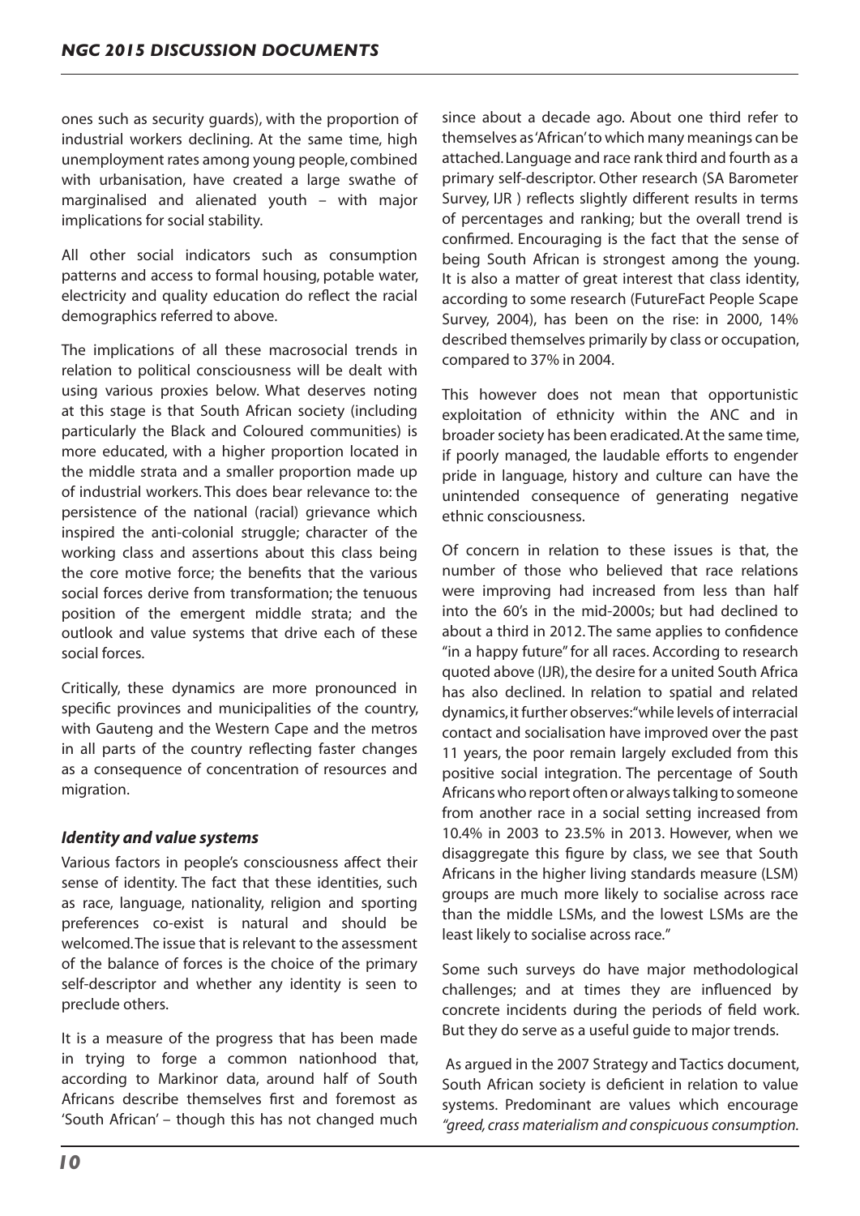ones such as security guards), with the proportion of industrial workers declining. At the same time, high unemployment rates among young people, combined with urbanisation, have created a large swathe of marginalised and alienated youth – with major implications for social stability.

All other social indicators such as consumption patterns and access to formal housing, potable water, electricity and quality education do reflect the racial demographics referred to above.

The implications of all these macrosocial trends in relation to political consciousness will be dealt with using various proxies below. What deserves noting at this stage is that South African society (including particularly the Black and Coloured communities) is more educated, with a higher proportion located in the middle strata and a smaller proportion made up of industrial workers. This does bear relevance to: the persistence of the national (racial) grievance which inspired the anti-colonial struggle; character of the working class and assertions about this class being the core motive force; the benefits that the various social forces derive from transformation; the tenuous position of the emergent middle strata; and the outlook and value systems that drive each of these social forces.

Critically, these dynamics are more pronounced in specific provinces and municipalities of the country, with Gauteng and the Western Cape and the metros in all parts of the country reflecting faster changes as a consequence of concentration of resources and migration.

### *Identity and value systems*

Various factors in people's consciousness affect their sense of identity. The fact that these identities, such as race, language, nationality, religion and sporting preferences co-exist is natural and should be welcomed. The issue that is relevant to the assessment of the balance of forces is the choice of the primary self-descriptor and whether any identity is seen to preclude others.

It is a measure of the progress that has been made in trying to forge a common nationhood that, according to Markinor data, around half of South Africans describe themselves first and foremost as 'South African' – though this has not changed much since about a decade ago. About one third refer to themselves as 'African' to which many meanings can be attached. Language and race rank third and fourth as a primary self-descriptor. Other research (SA Barometer Survey, IJR ) reflects slightly different results in terms of percentages and ranking; but the overall trend is confirmed. Encouraging is the fact that the sense of being South African is strongest among the young. It is also a matter of great interest that class identity, according to some research (FutureFact People Scape Survey, 2004), has been on the rise: in 2000, 14% described themselves primarily by class or occupation, compared to 37% in 2004.

This however does not mean that opportunistic exploitation of ethnicity within the ANC and in broader society has been eradicated. At the same time, if poorly managed, the laudable efforts to engender pride in language, history and culture can have the unintended consequence of generating negative ethnic consciousness.

Of concern in relation to these issues is that, the number of those who believed that race relations were improving had increased from less than half into the 60's in the mid-2000s; but had declined to about a third in 2012. The same applies to confidence "in a happy future" for all races. According to research quoted above (IJR), the desire for a united South Africa has also declined. In relation to spatial and related dynamics, it further observes: "while levels of interracial contact and socialisation have improved over the past 11 years, the poor remain largely excluded from this positive social integration. The percentage of South Africans who report often or always talking to someone from another race in a social setting increased from 10.4% in 2003 to 23.5% in 2013. However, when we disaggregate this figure by class, we see that South Africans in the higher living standards measure (LSM) groups are much more likely to socialise across race than the middle LSMs, and the lowest LSMs are the least likely to socialise across race."

Some such surveys do have major methodological challenges; and at times they are influenced by concrete incidents during the periods of field work. But they do serve as a useful guide to major trends.

As argued in the 2007 Strategy and Tactics document, South African society is deficient in relation to value systems. Predominant are values which encourage *"greed, crass materialism and conspicuous consumption.*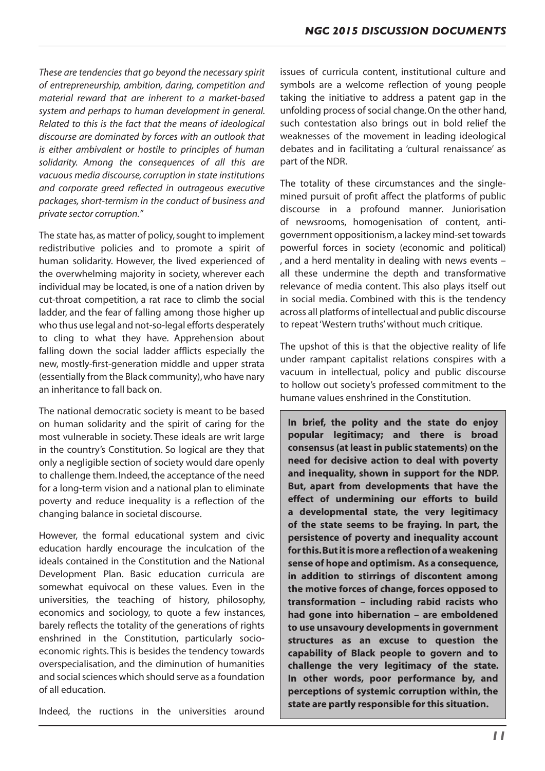*These are tendencies that go beyond the necessary spirit of entrepreneurship, ambition, daring, competition and material reward that are inherent to a market-based system and perhaps to human development in general. Related to this is the fact that the means of ideological discourse are dominated by forces with an outlook that is either ambivalent or hostile to principles of human solidarity. Among the consequences of all this are vacuous media discourse, corruption in state institutions and corporate greed reflected in outrageous executive packages, short-termism in the conduct of business and private sector corruption."*

The state has, as matter of policy, sought to implement redistributive policies and to promote a spirit of human solidarity. However, the lived experienced of the overwhelming majority in society, wherever each individual may be located, is one of a nation driven by cut-throat competition, a rat race to climb the social ladder, and the fear of falling among those higher up who thus use legal and not-so-legal efforts desperately to cling to what they have. Apprehension about falling down the social ladder afflicts especially the new, mostly-first-generation middle and upper strata (essentially from the Black community), who have nary an inheritance to fall back on.

The national democratic society is meant to be based on human solidarity and the spirit of caring for the most vulnerable in society. These ideals are writ large in the country's Constitution. So logical are they that only a negligible section of society would dare openly to challenge them. Indeed, the acceptance of the need for a long-term vision and a national plan to eliminate poverty and reduce inequality is a reflection of the changing balance in societal discourse.

However, the formal educational system and civic education hardly encourage the inculcation of the ideals contained in the Constitution and the National Development Plan. Basic education curricula are somewhat equivocal on these values. Even in the universities, the teaching of history, philosophy, economics and sociology, to quote a few instances, barely reflects the totality of the generations of rights enshrined in the Constitution, particularly socio-economic rights. This is besides the tendency towards overspecialisation, and the diminution of humanities and social sciences which should serve as a foundation of all education.

Indeed, the ructions in the universities around issues of curricula content, institutional culture and symbols are a welcome reflection of young people taking the initiative to address a patent gap in the unfolding process of social change. On the other hand, such contestation also brings out in bold relief the weaknesses of the movement in leading ideological debates and in facilitating a 'cultural renaissance' as part of the NDR.

The totality of these circumstances and the single-minded pursuit of profit affect the platforms of public discourse in a profound manner. Juniorisation of newsrooms, homogenisation of content, anti-government oppositionism, a lackey mind-set towards powerful forces in society (economic and political) , and a herd mentality in dealing with news events – all these undermine the depth and transformative relevance of media content. This also plays itself out in social media. Combined with this is the tendency across all platforms of intellectual and public discourse to repeat 'Western truths' without much critique.

The upshot of this is that the objective reality of life under rampant capitalist relations conspires with a vacuum in intellectual, policy and public discourse to hollow out society's professed commitment to the humane values enshrined in the Constitution.

**In brief, the polity and the state do enjoy popular legitimacy; and there is broad consensus (at least in public statements) on the need for decisive action to deal with poverty and inequality, shown in support for the NDP. But, apart from developments that have the effect of undermining our efforts to build a developmental state, the very legitimacy of the state seems to be fraying. In part, the persistence of poverty and inequality account for this. But it is more a reflection of a weakening sense of hope and optimism. As a consequence, in addition to stirrings of discontent among the motive forces of change, forces opposed to transformation – including rabid racists who had gone into hibernation – are emboldened to use unsavoury developments in government structures as an excuse to question the capability of Black people to govern and to challenge the very legitimacy of the state. In other words, poor performance by, and perceptions of systemic corruption within, the state are partly responsible for this situation.**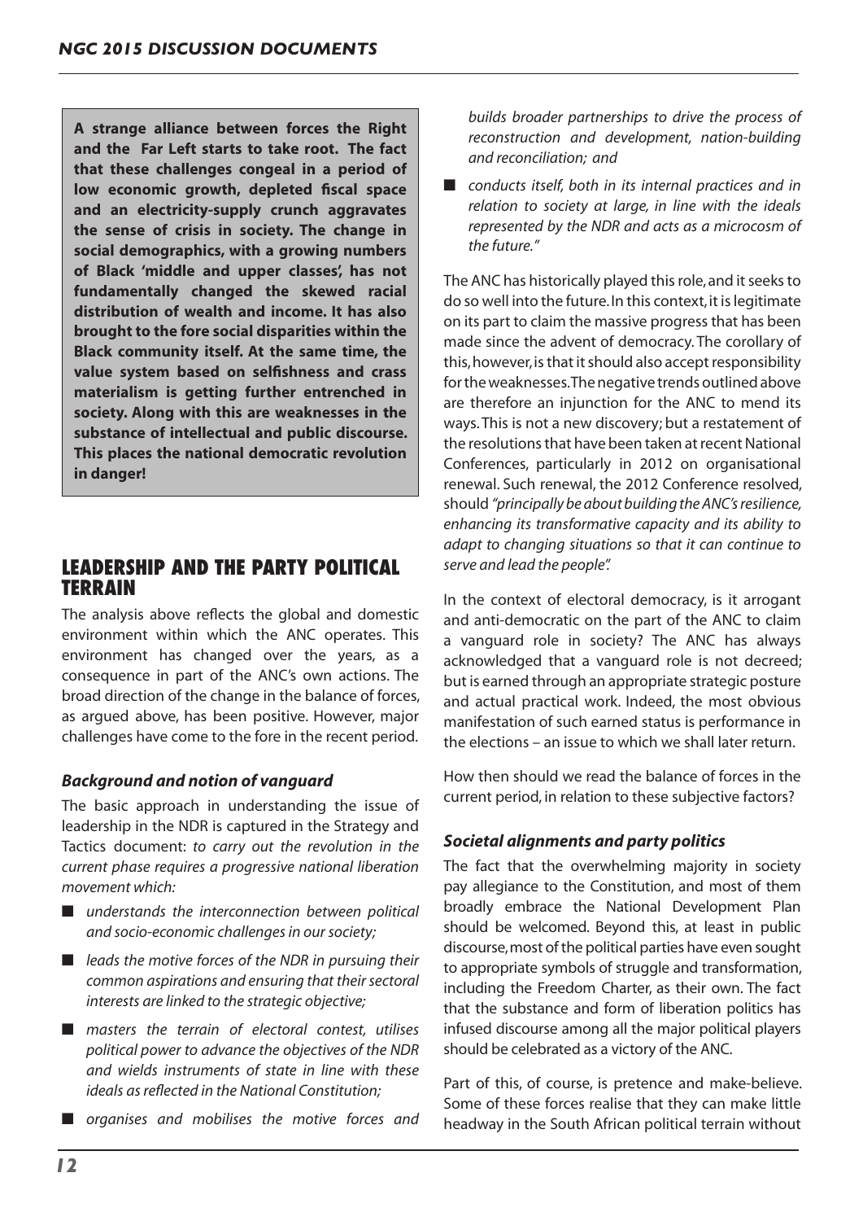**A strange alliance between forces the Right and the Far Left starts to take root. The fact that these challenges congeal in a period of low economic growth, depleted fiscal space and an electricity-supply crunch aggravates the sense of crisis in society. The change in social demographics, with a growing numbers of Black 'middle and upper classes', has not fundamentally changed the skewed racial distribution of wealth and income. It has also brought to the fore social disparities within the Black community itself. At the same time, the value system based on selfishness and crass materialism is getting further entrenched in society. Along with this are weaknesses in the substance of intellectual and public discourse. This places the national democratic revolution in danger!**

## LEADERSHIP AND THE PARTY POLITICAL TERRAIN

The analysis above reflects the global and domestic environment within which the ANC operates. This environment has changed over the years, as a consequence in part of the ANC's own actions. The broad direction of the change in the balance of forces, as argued above, has been positive. However, major challenges have come to the fore in the recent period.

### *Background and notion of vanguard*

The basic approach in understanding the issue of leadership in the NDR is captured in the Strategy and Tactics document: *to carry out the revolution in the current phase requires a progressive national liberation movement which:*

- *understands the interconnection between political and socio-economic challenges in our society;*
- *leads the motive forces of the NDR in pursuing their common aspirations and ensuring that their sectoral interests are linked to the strategic objective;*
- *masters the terrain of electoral contest, utilises political power to advance the objectives of the NDR and wields instruments of state in line with these ideals as reflected in the National Constitution;*
- *organises and mobilises the motive forces and builds broader partnerships to drive the process of reconstruction and development, nation-building and reconciliation; and*
- *conducts itself, both in its internal practices and in relation to society at large, in line with the ideals represented by the NDR and acts as a microcosm of the future."*

The ANC has historically played this role, and it seeks to do so well into the future. In this context, it is legitimate on its part to claim the massive progress that has been made since the advent of democracy. The corollary of this, however, is that it should also accept responsibility for the weaknesses. The negative trends outlined above are therefore an injunction for the ANC to mend its ways. This is not a new discovery; but a restatement of the resolutions that have been taken at recent National Conferences, particularly in 2012 on organisational renewal. Such renewal, the 2012 Conference resolved, should *"principally be about building the ANC's resilience, enhancing its transformative capacity and its ability to adapt to changing situations so that it can continue to serve and lead the people".*

In the context of electoral democracy, is it arrogant and anti-democratic on the part of the ANC to claim a vanguard role in society? The ANC has always acknowledged that a vanguard role is not decreed; but is earned through an appropriate strategic posture and actual practical work. Indeed, the most obvious manifestation of such earned status is performance in the elections – an issue to which we shall later return.

How then should we read the balance of forces in the current period, in relation to these subjective factors?

### *Societal alignments and party politics*

The fact that the overwhelming majority in society pay allegiance to the Constitution, and most of them broadly embrace the National Development Plan should be welcomed. Beyond this, at least in public discourse, most of the political parties have even sought to appropriate symbols of struggle and transformation, including the Freedom Charter, as their own. The fact that the substance and form of liberation politics has infused discourse among all the major political players should be celebrated as a victory of the ANC.

Part of this, of course, is pretence and make-believe. Some of these forces realise that they can make little headway in the South African political terrain without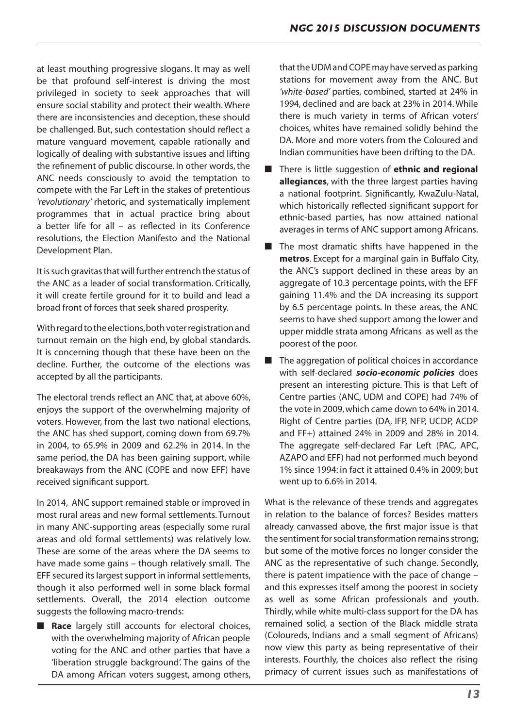at least mouthing progressive slogans. It may as well be that profound self-interest is driving the most privileged in society to seek approaches that will ensure social stability and protect their wealth. Where there are inconsistencies and deception, these should be challenged. But, such contestation should reflect a mature vanguard movement, capable rationally and logically of dealing with substantive issues and lifting the refinement of public discourse. In other words, the ANC needs consciously to avoid the temptation to compete with the Far Left in the stakes of pretentious *'revolutionary'* rhetoric, and systematically implement programmes that in actual practice bring about a better life for all – as reflected in its Conference resolutions, the Election Manifesto and the National Development Plan.

It is such gravitas that will further entrench the status of the ANC as a leader of social transformation. Critically, it will create fertile ground for it to build and lead a broad front of forces that seek shared prosperity.

With regard to the elections, both voter registration and turnout remain on the high end, by global standards. It is concerning though that these have been on the decline. Further, the outcome of the elections was accepted by all the participants.

The electoral trends reflect an ANC that, at above 60%, enjoys the support of the overwhelming majority of voters. However, from the last two national elections, the ANC has shed support, coming down from 69.7% in 2004, to 65.9% in 2009 and 62.2% in 2014. In the same period, the DA has been gaining support, while breakaways from the ANC (COPE and now EFF) have received significant support.

In 2014, ANC support remained stable or improved in most rural areas and new formal settlements. Turnout in many ANC-supporting areas (especially some rural areas and old formal settlements) was relatively low. These are some of the areas where the DA seems to have made some gains – though relatively small. The EFF secured its largest support in informal settlements, though it also performed well in some black formal settlements. Overall, the 2014 election outcome suggests the following macro-trends:

- **Race** largely still accounts for electoral choices, with the overwhelming majority of African people voting for the ANC and other parties that have a 'liberation struggle background'. The gains of the DA among African voters suggest, among others, that the UDM and COPE may have served as parking stations for movement away from the ANC. But *'white-based'* parties, combined, started at 24% in 1994, declined and are back at 23% in 2014. While there is much variety in terms of African voters' choices, whites have remained solidly behind the DA. More and more voters from the Coloured and Indian communities have been drifting to the DA.
- There is little suggestion of **ethnic and regional allegiances**, with the three largest parties having a national footprint. Significantly, KwaZulu-Natal, which historically reflected significant support for ethnic-based parties, has now attained national averages in terms of ANC support among Africans.
- The most dramatic shifts have happened in the **metros**. Except for a marginal gain in Buffalo City, the ANC's support declined in these areas by an aggregate of 10.3 percentage points, with the EFF gaining 11.4% and the DA increasing its support by 6.5 percentage points. In these areas, the ANC seems to have shed support among the lower and upper middle strata among Africans as well as the poorest of the poor.
- The aggregation of political choices in accordance with self-declared ***socio-economic policies*** does present an interesting picture. This is that Left of Centre parties (ANC, UDM and COPE) had 74% of the vote in 2009, which came down to 64% in 2014. Right of Centre parties (DA, IFP, NFP, UCDP, ACDP and FF+) attained 24% in 2009 and 28% in 2014. The aggregate self-declared Far Left (PAC, APC, AZAPO and EFF) had not performed much beyond 1% since 1994: in fact it attained 0.4% in 2009; but went up to 6.6% in 2014.

What is the relevance of these trends and aggregates in relation to the balance of forces? Besides matters already canvassed above, the first major issue is that the sentiment for social transformation remains strong; but some of the motive forces no longer consider the ANC as the representative of such change. Secondly, there is patent impatience with the pace of change – and this expresses itself among the poorest in society as well as some African professionals and youth. Thirdly, while white multi-class support for the DA has remained solid, a section of the Black middle strata (Coloureds, Indians and a small segment of Africans) now view this party as being representative of their interests. Fourthly, the choices also reflect the rising primacy of current issues such as manifestations of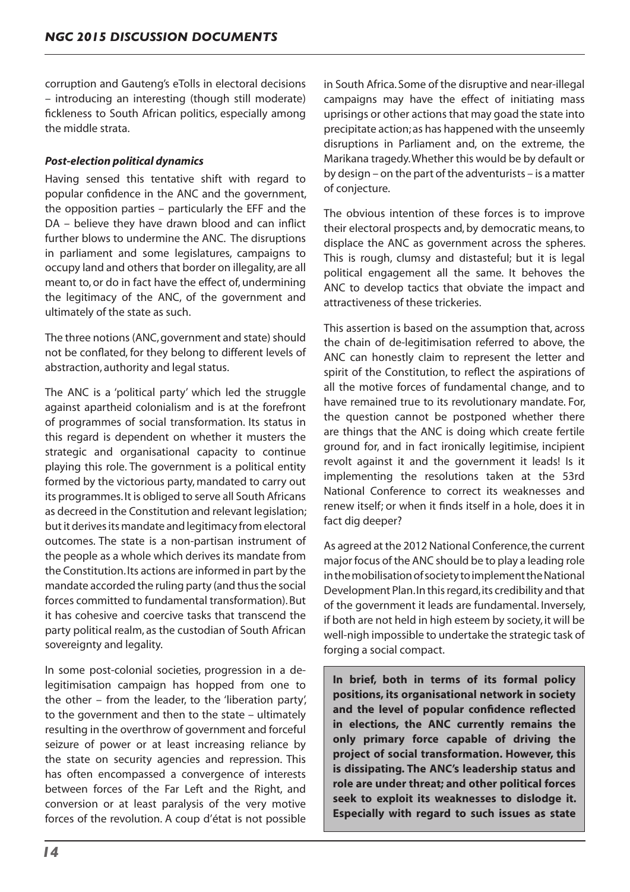corruption and Gauteng's eTolls in electoral decisions – introducing an interesting (though still moderate) fickleness to South African politics, especially among the middle strata.

***Post-election political dynamics***

Having sensed this tentative shift with regard to popular confidence in the ANC and the government, the opposition parties – particularly the EFF and the DA – believe they have drawn blood and can inflict further blows to undermine the ANC. The disruptions in parliament and some legislatures, campaigns to occupy land and others that border on illegality, are all meant to, or do in fact have the effect of, undermining the legitimacy of the ANC, of the government and ultimately of the state as such.

The three notions (ANC, government and state) should not be conflated, for they belong to different levels of abstraction, authority and legal status.

The ANC is a 'political party' which led the struggle against apartheid colonialism and is at the forefront of programmes of social transformation. Its status in this regard is dependent on whether it musters the strategic and organisational capacity to continue playing this role. The government is a political entity formed by the victorious party, mandated to carry out its programmes. It is obliged to serve all South Africans as decreed in the Constitution and relevant legislation; but it derives its mandate and legitimacy from electoral outcomes. The state is a non-partisan instrument of the people as a whole which derives its mandate from the Constitution. Its actions are informed in part by the mandate accorded the ruling party (and thus the social forces committed to fundamental transformation). But it has cohesive and coercive tasks that transcend the party political realm, as the custodian of South African sovereignty and legality.

In some post-colonial societies, progression in a de-legitimisation campaign has hopped from one to the other – from the leader, to the 'liberation party', to the government and then to the state – ultimately resulting in the overthrow of government and forceful seizure of power or at least increasing reliance by the state on security agencies and repression. This has often encompassed a convergence of interests between forces of the Far Left and the Right, and conversion or at least paralysis of the very motive forces of the revolution. A coup d'état is not possible in South Africa. Some of the disruptive and near-illegal campaigns may have the effect of initiating mass uprisings or other actions that may goad the state into precipitate action; as has happened with the unseemly disruptions in Parliament and, on the extreme, the Marikana tragedy. Whether this would be by default or by design – on the part of the adventurists – is a matter of conjecture.

The obvious intention of these forces is to improve their electoral prospects and, by democratic means, to displace the ANC as government across the spheres. This is rough, clumsy and distasteful; but it is legal political engagement all the same. It behoves the ANC to develop tactics that obviate the impact and attractiveness of these trickeries.

This assertion is based on the assumption that, across the chain of de-legitimisation referred to above, the ANC can honestly claim to represent the letter and spirit of the Constitution, to reflect the aspirations of all the motive forces of fundamental change, and to have remained true to its revolutionary mandate. For, the question cannot be postponed whether there are things that the ANC is doing which create fertile ground for, and in fact ironically legitimise, incipient revolt against it and the government it leads! Is it implementing the resolutions taken at the 53rd National Conference to correct its weaknesses and renew itself; or when it finds itself in a hole, does it in fact dig deeper?

As agreed at the 2012 National Conference, the current major focus of the ANC should be to play a leading role in the mobilisation of society to implement the National Development Plan. In this regard, its credibility and that of the government it leads are fundamental. Inversely, if both are not held in high esteem by society, it will be well-nigh impossible to undertake the strategic task of forging a social compact.

**In brief, both in terms of its formal policy positions, its organisational network in society and the level of popular confidence reflected in elections, the ANC currently remains the only primary force capable of driving the project of social transformation. However, this is dissipating. The ANC's leadership status and role are under threat; and other political forces seek to exploit its weaknesses to dislodge it. Especially with regard to such issues as state**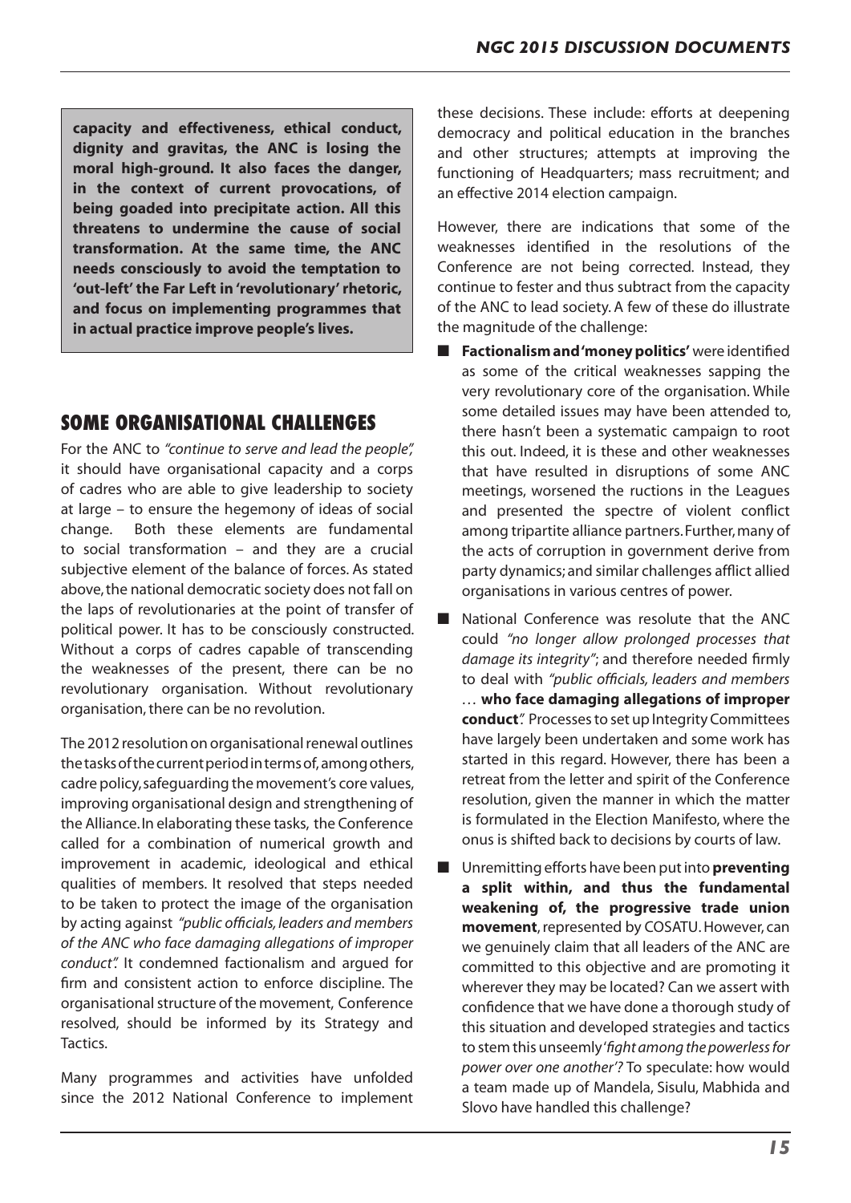**capacity and effectiveness, ethical conduct, dignity and gravitas, the ANC is losing the moral high-ground. It also faces the danger, in the context of current provocations, of being goaded into precipitate action. All this threatens to undermine the cause of social transformation. At the same time, the ANC needs consciously to avoid the temptation to 'out-left' the Far Left in 'revolutionary' rhetoric, and focus on implementing programmes that in actual practice improve people's lives.**

## SOME ORGANISATIONAL CHALLENGES

For the ANC to *"continue to serve and lead the people",* it should have organisational capacity and a corps of cadres who are able to give leadership to society at large – to ensure the hegemony of ideas of social change. Both these elements are fundamental to social transformation – and they are a crucial subjective element of the balance of forces. As stated above, the national democratic society does not fall on the laps of revolutionaries at the point of transfer of political power. It has to be consciously constructed. Without a corps of cadres capable of transcending the weaknesses of the present, there can be no revolutionary organisation. Without revolutionary organisation, there can be no revolution.

The 2012 resolution on organisational renewal outlines the tasks of the current period in terms of, among others, cadre policy, safeguarding the movement's core values, improving organisational design and strengthening of the Alliance. In elaborating these tasks, the Conference called for a combination of numerical growth and improvement in academic, ideological and ethical qualities of members. It resolved that steps needed to be taken to protect the image of the organisation by acting against *"public officials, leaders and members of the ANC who face damaging allegations of improper conduct".* It condemned factionalism and argued for firm and consistent action to enforce discipline. The organisational structure of the movement, Conference resolved, should be informed by its Strategy and Tactics.

Many programmes and activities have unfolded since the 2012 National Conference to implement these decisions. These include: efforts at deepening democracy and political education in the branches and other structures; attempts at improving the functioning of Headquarters; mass recruitment; and an effective 2014 election campaign.

However, there are indications that some of the weaknesses identified in the resolutions of the Conference are not being corrected. Instead, they continue to fester and thus subtract from the capacity of the ANC to lead society. A few of these do illustrate the magnitude of the challenge:

- **Factionalism and 'money politics'** were identified as some of the critical weaknesses sapping the very revolutionary core of the organisation. While some detailed issues may have been attended to, there hasn't been a systematic campaign to root this out. Indeed, it is these and other weaknesses that have resulted in disruptions of some ANC meetings, worsened the ructions in the Leagues and presented the spectre of violent conflict among tripartite alliance partners. Further, many of the acts of corruption in government derive from party dynamics; and similar challenges afflict allied organisations in various centres of power.
- National Conference was resolute that the ANC could *"no longer allow prolonged processes that damage its integrity"*; and therefore needed firmly to deal with *"public officials, leaders and members* … **who face damaging allegations of improper conduct***".* Processes to set up Integrity Committees have largely been undertaken and some work has started in this regard. However, there has been a retreat from the letter and spirit of the Conference resolution, given the manner in which the matter is formulated in the Election Manifesto, where the onus is shifted back to decisions by courts of law.
- Unremitting efforts have been put into **preventing a split within, and thus the fundamental weakening of, the progressive trade union movement**, represented by COSATU. However, can we genuinely claim that all leaders of the ANC are committed to this objective and are promoting it wherever they may be located? Can we assert with confidence that we have done a thorough study of this situation and developed strategies and tactics to stem this unseemly '*fight among the powerless for power over one another'*? To speculate: how would a team made up of Mandela, Sisulu, Mabhida and Slovo have handled this challenge?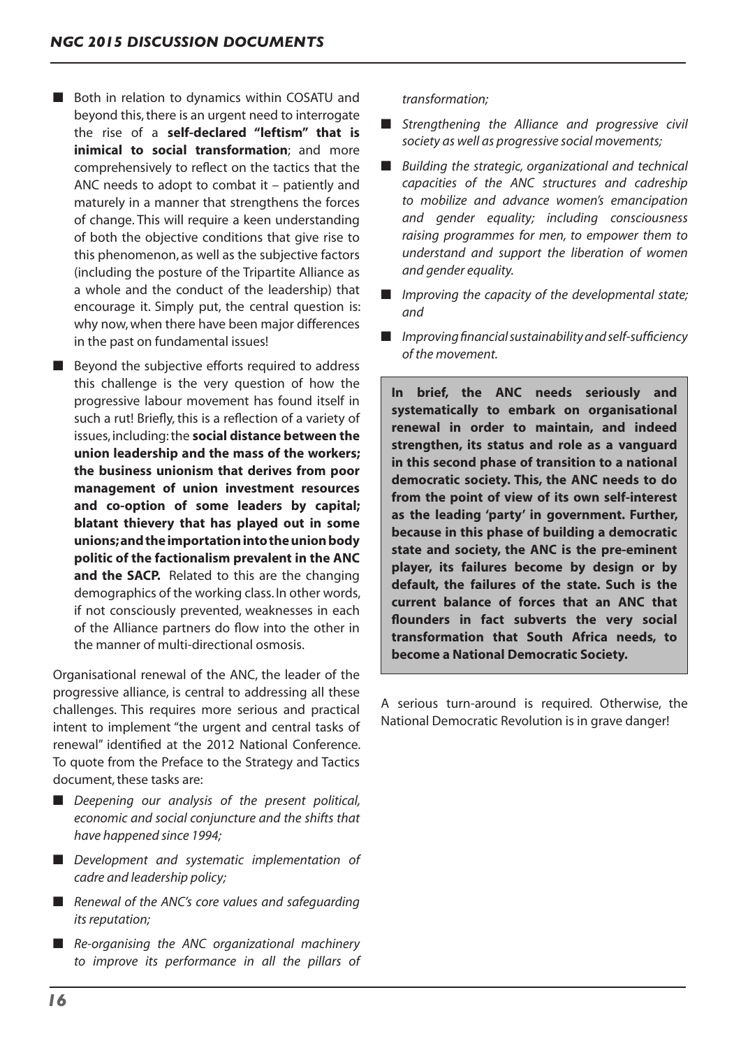- Both in relation to dynamics within COSATU and beyond this, there is an urgent need to interrogate the rise of a **self-declared "leftism" that is inimical to social transformation**; and more comprehensively to reflect on the tactics that the ANC needs to adopt to combat it – patiently and maturely in a manner that strengthens the forces of change. This will require a keen understanding of both the objective conditions that give rise to this phenomenon, as well as the subjective factors (including the posture of the Tripartite Alliance as a whole and the conduct of the leadership) that encourage it. Simply put, the central question is: why now, when there have been major differences in the past on fundamental issues!
- Beyond the subjective efforts required to address this challenge is the very question of how the progressive labour movement has found itself in such a rut! Briefly, this is a reflection of a variety of issues, including: the **social distance between the union leadership and the mass of the workers; the business unionism that derives from poor management of union investment resources and co-option of some leaders by capital; blatant thievery that has played out in some unions; and the importation into the union body politic of the factionalism prevalent in the ANC and the SACP.** Related to this are the changing demographics of the working class. In other words, if not consciously prevented, weaknesses in each of the Alliance partners do flow into the other in the manner of multi-directional osmosis.

Organisational renewal of the ANC, the leader of the progressive alliance, is central to addressing all these challenges. This requires more serious and practical intent to implement "the urgent and central tasks of renewal" identified at the 2012 National Conference. To quote from the Preface to the Strategy and Tactics document, these tasks are:

- *Deepening our analysis of the present political, economic and social conjuncture and the shifts that have happened since 1994;*
- *Development and systematic implementation of cadre and leadership policy;*
- *Renewal of the ANC's core values and safeguarding its reputation;*
- *Re-organising the ANC organizational machinery to improve its performance in all the pillars of transformation;*
- *Strengthening the Alliance and progressive civil society as well as progressive social movements;*
- *Building the strategic, organizational and technical capacities of the ANC structures and cadreship to mobilize and advance women's emancipation and gender equality; including consciousness raising programmes for men, to empower them to understand and support the liberation of women and gender equality.*
- *Improving the capacity of the developmental state; and*
- *Improving financial sustainability and self-sufficiency of the movement.*

**In brief, the ANC needs seriously and systematically to embark on organisational renewal in order to maintain, and indeed strengthen, its status and role as a vanguard in this second phase of transition to a national democratic society. This, the ANC needs to do from the point of view of its own self-interest as the leading 'party' in government. Further, because in this phase of building a democratic state and society, the ANC is the pre-eminent player, its failures become by design or by default, the failures of the state. Such is the current balance of forces that an ANC that flounders in fact subverts the very social transformation that South Africa needs, to become a National Democratic Society.**

A serious turn-around is required. Otherwise, the National Democratic Revolution is in grave danger!